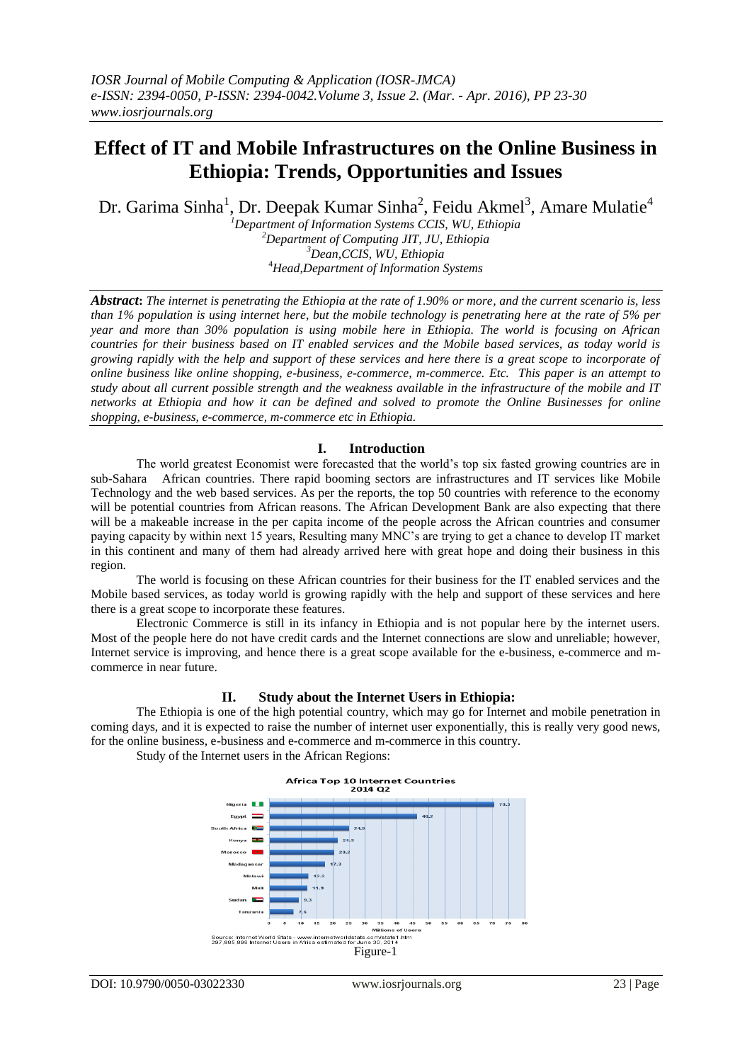# Effect of IT and Mobile Infrastructures on the Online Business in Ethiopia: Trends, Opportunities and Issues

Dr. Garima Sinha[1], Dr. Deepak Kumar Sinha[2], Feidu Akmel[3], Amare Mulatie[4]

[1]Department of Information Systems CCIS, WU, Ethiopia
[2]Department of Computing JIT, JU, Ethiopia
[3]Dean,CCIS, WU, Ethiopia
[4]Head,Department of Information Systems

***Abstract*:** *The internet is penetrating the Ethiopia at the rate of 1.90% or more, and the current scenario is, less than 1% population is using internet here, but the mobile technology is penetrating here at the rate of 5% per year and more than 30% population is using mobile here in Ethiopia. The world is focusing on African countries for their business based on IT enabled services and the Mobile based services, as today world is growing rapidly with the help and support of these services and here there is a great scope to incorporate of online business like online shopping, e-business, e-commerce, m-commerce. Etc. This paper is an attempt to study about all current possible strength and the weakness available in the infrastructure of the mobile and IT networks at Ethiopia and how it can be defined and solved to promote the Online Businesses for online shopping, e-business, e-commerce, m-commerce etc in Ethiopia.*

## I. Introduction

The world greatest Economist were forecasted that the world's top six fasted growing countries are in sub-Sahara African countries. There rapid booming sectors are infrastructures and IT services like Mobile Technology and the web based services. As per the reports, the top 50 countries with reference to the economy will be potential countries from African reasons. The African Development Bank are also expecting that there will be a makeable increase in the per capita income of the people across the African countries and consumer paying capacity by within next 15 years, Resulting many MNC's are trying to get a chance to develop IT market in this continent and many of them had already arrived here with great hope and doing their business in this region.

The world is focusing on these African countries for their business for the IT enabled services and the Mobile based services, as today world is growing rapidly with the help and support of these services and here there is a great scope to incorporate these features.

Electronic Commerce is still in its infancy in Ethiopia and is not popular here by the internet users. Most of the people here do not have credit cards and the Internet connections are slow and unreliable; however, Internet service is improving, and hence there is a great scope available for the e-business, e-commerce and m-commerce in near future.

## II. Study about the Internet Users in Ethiopia:

The Ethiopia is one of the high potential country, which may go for Internet and mobile penetration in coming days, and it is expected to raise the number of internet user exponentially, this is really very good news, for the online business, e-business and e-commerce and m-commerce in this country.

Study of the Internet users in the African Regions:

**Africa Top 10 Internet Countries 2014 Q2**

| Country | Millions of Users |
|---|---|
| Nigeria | 70.3 |
| Egypt | 46.2 |
| South Africa | 24.9 |
| Kenya | 21.3 |
| Morocco | 20.2 |
| Madagascar | 17.3 |
| Malawi | 12.2 |
| Mali | 11.9 |
| Sudan | 9.3 |
| Tanzania | 7.6 |

Source: Internet World Stats - www.internetworldstats.com/stats1.htm
297,885,898 Internet Users in Africa estimated for June 30, 2014

Figure-1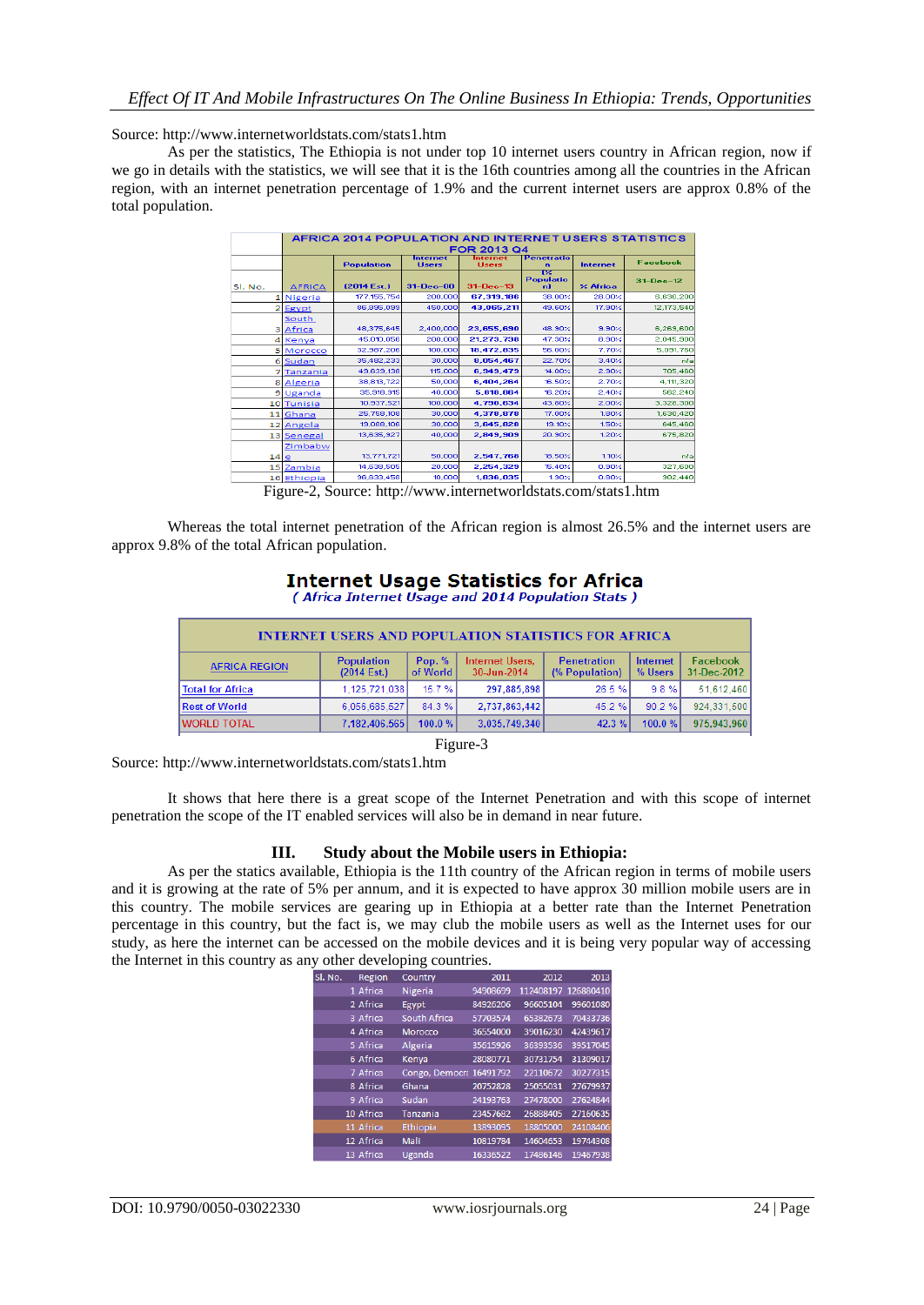Source: http://www.internetworldstats.com/stats1.htm

As per the statistics, The Ethiopia is not under top 10 internet users country in African region, now if we go in details with the statistics, we will see that it is the 16th countries among all the countries in the African region, with an internet penetration percentage of 1.9% and the current internet users are approx 0.8% of the total population.

| AFRICA 2014 POPULATION AND INTERNET USERS STATISTICS FOR 2013 Q4 | | | | | | | |
|---|---|---|---|---|---|---|---|
| Sl. No. | AFRICA | Population (2014 Est.) | Internet Users 31-Dec-00 | Internet Users 31-Dec-13 | Penetration (% Population) | Internet % Africa | Facebook 31-Dec-12 |
| 1 | Nigeria | 177,155,754 | 200,000 | 67,319,186 | 38.00% | 28.00% | 6,630,200 |
| 2 | Egypt | 86,895,099 | 450,000 | 43,065,211 | 49.60% | 17.90% | 12,173,540 |
| 3 | South Africa | 48,375,645 | 2,400,000 | 23,655,690 | 48.90% | 9.90% | 6,269,600 |
| 4 | Kenya | 45,010,056 | 200,000 | 21,273,738 | 47.30% | 8.80% | 2,045,900 |
| 5 | Morocco | 32,987,206 | 100,000 | 18,472,835 | 56.00% | 7.70% | 5,091,760 |
| 6 | Sudan | 35,482,233 | 30,000 | 8,054,467 | 22.70% | 3.40% | n/a |
| 7 | Tanzania | 49,639,138 | 115,000 | 6,949,479 | 14.00% | 2.90% | 705,480 |
| 8 | Algeria | 38,813,722 | 50,000 | 6,404,264 | 16.50% | 2.70% | 4,111,320 |
| 9 | Uganda | 35,918,915 | 40,000 | 5,818,864 | 16.20% | 2.40% | 562,240 |
| 10 | Tunisia | 10,937,521 | 100,000 | 4,790,634 | 43.80% | 2.00% | 3,328,300 |
| 11 | Ghana | 25,758,108 | 30,000 | 4,378,878 | 17.00% | 1.80% | 1,630,420 |
| 12 | Angola | 19,088,106 | 30,000 | 3,645,828 | 19.10% | 1.50% | 645,480 |
| 13 | Senegal | 13,635,927 | 40,000 | 2,849,909 | 20.90% | 1.20% | 675,820 |
| 14 | Zimbabwe | 13,771,721 | 50,000 | 2,547,768 | 18.50% | 1.10% | n/a |
| 15 | Zambia | 14,638,505 | 20,000 | 2,254,329 | 15.40% | 0.90% | 327,600 |
| 16 | Ethiopia | 96,633,458 | 10,000 | 1,836,035 | 1.90% | 0.80% | 902,440 |

Figure-2, Source: http://www.internetworldstats.com/stats1.htm

Whereas the total internet penetration of the African region is almost 26.5% and the internet users are approx 9.8% of the total African population.

**Internet Usage Statistics for Africa**

*( Africa Internet Usage and 2014 Population Stats )*

| INTERNET USERS AND POPULATION STATISTICS FOR AFRICA | | | | | | |
|---|---|---|---|---|---|---|
| AFRICA REGION | Population (2014 Est.) | Pop. % of World | Internet Users, 30-Jun-2014 | Penetration (% Population) | Internet % Users | Facebook 31-Dec-2012 |
| Total for Africa | 1,125,721,038 | 15.7 % | 297,885,898 | 26.5 % | 9.8 % | 51,612,460 |
| Rest of World | 6,056,685,527 | 84.3 % | 2,737,863,442 | 45.2 % | 90.2 % | 924,331,500 |
| WORLD TOTAL | 7,182,406,565 | 100.0 % | 3,035,749,340 | 42.3 % | 100.0 % | 975,943,960 |

Figure-3

Source: http://www.internetworldstats.com/stats1.htm

It shows that here there is a great scope of the Internet Penetration and with this scope of internet penetration the scope of the IT enabled services will also be in demand in near future.

## III. Study about the Mobile users in Ethiopia:

As per the statics available, Ethiopia is the 11th country of the African region in terms of mobile users and it is growing at the rate of 5% per annum, and it is expected to have approx 30 million mobile users are in this country. The mobile services are gearing up in Ethiopia at a better rate than the Internet Penetration percentage in this country, but the fact is, we may club the mobile users as well as the Internet uses for our study, as here the internet can be accessed on the mobile devices and it is being very popular way of accessing the Internet in this country as any other developing countries.

| Sl. No. | Region | Country | 2011 | 2012 | 2013 |
|---|---|---|---|---|---|
| 1 | Africa | Nigeria | 94908699 | 112408197 | 126880410 |
| 2 | Africa | Egypt | 84926206 | 96605104 | 99601080 |
| 3 | Africa | South Africa | 57703574 | 65382673 | 70433736 |
| 4 | Africa | Morocco | 36554000 | 39016230 | 42439617 |
| 5 | Africa | Algeria | 35615926 | 36893536 | 39517045 |
| 6 | Africa | Kenya | 28080771 | 30731754 | 31309017 |
| 7 | Africa | Congo, Democr | 16491792 | 22110672 | 30277315 |
| 8 | Africa | Ghana | 20752828 | 25055031 | 27679937 |
| 9 | Africa | Sudan | 24193763 | 27478000 | 27624844 |
| 10 | Africa | Tanzania | 23457682 | 26888405 | 27160635 |
| 11 | Africa | Ethiopia | 13893095 | 18805000 | 24108406 |
| 12 | Africa | Mali | 10819784 | 14604653 | 19744308 |
| 13 | Africa | Uganda | 16336522 | 17486146 | 19467938 |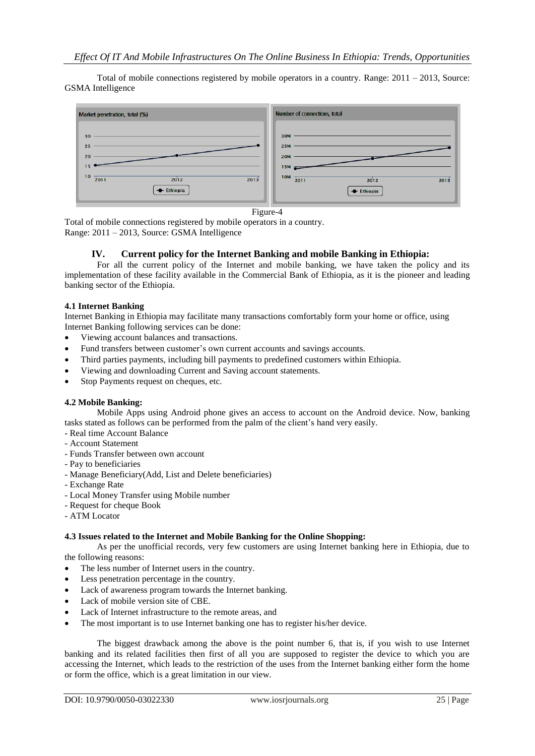Total of mobile connections registered by mobile operators in a country. Range: 2011 – 2013, Source: GSMA Intelligence

Figure-4

Total of mobile connections registered by mobile operators in a country.
Range: 2011 – 2013, Source: GSMA Intelligence

## IV. Current policy for the Internet Banking and mobile Banking in Ethiopia:

For all the current policy of the Internet and mobile banking, we have taken the policy and its implementation of these facility available in the Commercial Bank of Ethiopia, as it is the pioneer and leading banking sector of the Ethiopia.

### 4.1 Internet Banking

Internet Banking in Ethiopia may facilitate many transactions comfortably form your home or office, using Internet Banking following services can be done:

- Viewing account balances and transactions.
- Fund transfers between customer's own current accounts and savings accounts.
- Third parties payments, including bill payments to predefined customers within Ethiopia.
- Viewing and downloading Current and Saving account statements.
- Stop Payments request on cheques, etc.

### 4.2 Mobile Banking:

Mobile Apps using Android phone gives an access to account on the Android device. Now, banking tasks stated as follows can be performed from the palm of the client's hand very easily.

- Real time Account Balance
- Account Statement
- Funds Transfer between own account
- Pay to beneficiaries
- Manage Beneficiary(Add, List and Delete beneficiaries)
- Exchange Rate
- Local Money Transfer using Mobile number
- Request for cheque Book
- ATM Locator

### 4.3 Issues related to the Internet and Mobile Banking for the Online Shopping:

As per the unofficial records, very few customers are using Internet banking here in Ethiopia, due to the following reasons:

- The less number of Internet users in the country.
- Less penetration percentage in the country.
- Lack of awareness program towards the Internet banking.
- Lack of mobile version site of CBE.
- Lack of Internet infrastructure to the remote areas, and
- The most important is to use Internet banking one has to register his/her device.

The biggest drawback among the above is the point number 6, that is, if you wish to use Internet banking and its related facilities then first of all you are supposed to register the device to which you are accessing the Internet, which leads to the restriction of the uses from the Internet banking either form the home or form the office, which is a great limitation in our view.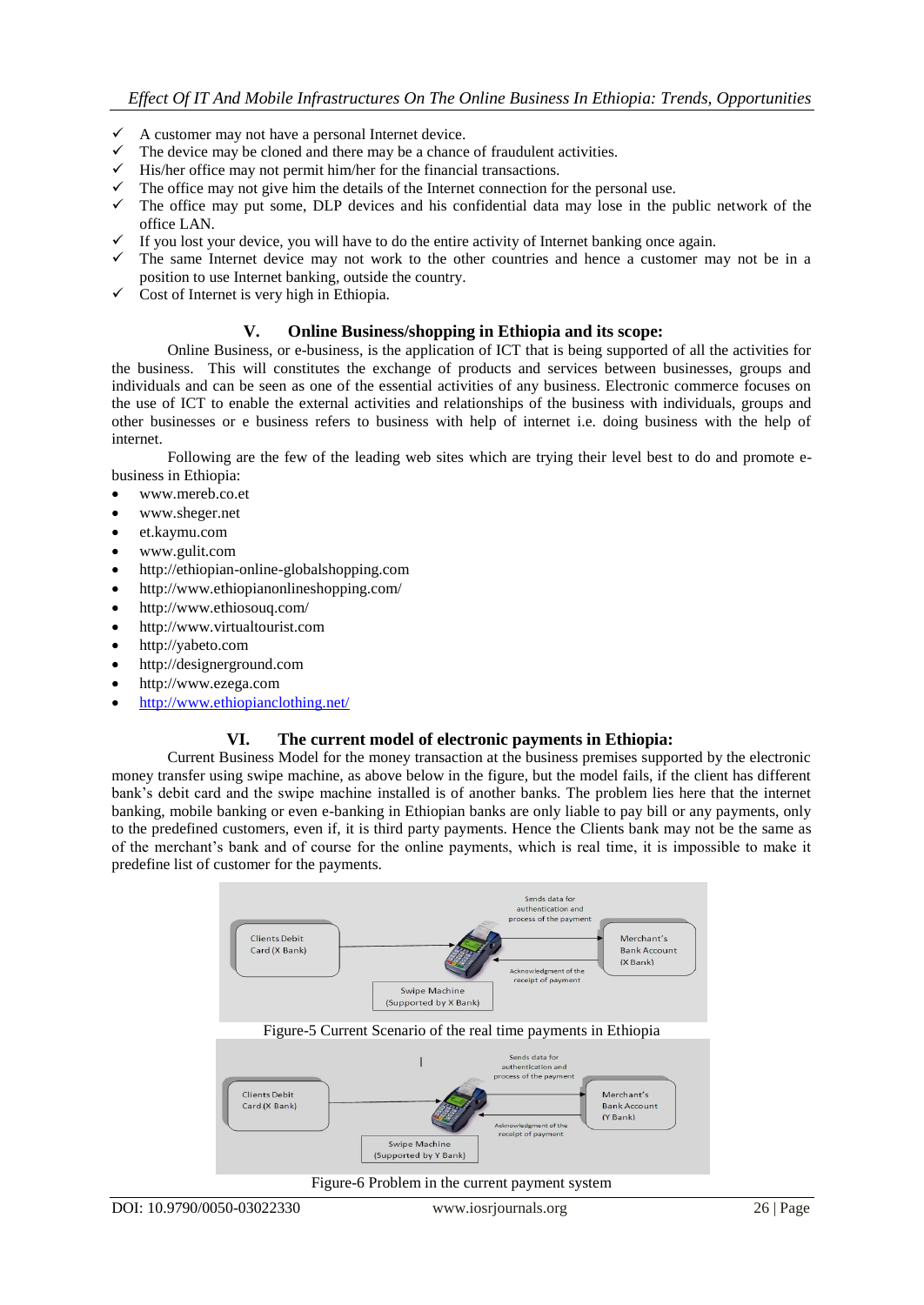- ✓ A customer may not have a personal Internet device.
- ✓ The device may be cloned and there may be a chance of fraudulent activities.
- ✓ His/her office may not permit him/her for the financial transactions.
- ✓ The office may not give him the details of the Internet connection for the personal use.
- ✓ The office may put some, DLP devices and his confidential data may lose in the public network of the office LAN.
- ✓ If you lost your device, you will have to do the entire activity of Internet banking once again.
- ✓ The same Internet device may not work to the other countries and hence a customer may not be in a position to use Internet banking, outside the country.
- ✓ Cost of Internet is very high in Ethiopia.

## V. Online Business/shopping in Ethiopia and its scope:

Online Business, or e-business, is the application of ICT that is being supported of all the activities for the business. This will constitutes the exchange of products and services between businesses, groups and individuals and can be seen as one of the essential activities of any business. Electronic commerce focuses on the use of ICT to enable the external activities and relationships of the business with individuals, groups and other businesses or e business refers to business with help of internet i.e. doing business with the help of internet.

Following are the few of the leading web sites which are trying their level best to do and promote e-business in Ethiopia:

- www.mereb.co.et
- www.sheger.net
- et.kaymu.com
- www.gulit.com
- http://ethiopian-online-globalshopping.com
- http://www.ethiopianonlineshopping.com/
- http://www.ethiosouq.com/
- http://www.virtualtourist.com
- http://yabeto.com
- http://designerground.com
- http://www.ezega.com
- http://www.ethiopianclothing.net/

## VI. The current model of electronic payments in Ethiopia:

Current Business Model for the money transaction at the business premises supported by the electronic money transfer using swipe machine, as above below in the figure, but the model fails, if the client has different bank's debit card and the swipe machine installed is of another banks. The problem lies here that the internet banking, mobile banking or even e-banking in Ethiopian banks are only liable to pay bill or any payments, only to the predefined customers, even if, it is third party payments. Hence the Clients bank may not be the same as of the merchant's bank and of course for the online payments, which is real time, it is impossible to make it predefine list of customer for the payments.

Figure-5 Current Scenario of the real time payments in Ethiopia

Figure-6 Problem in the current payment system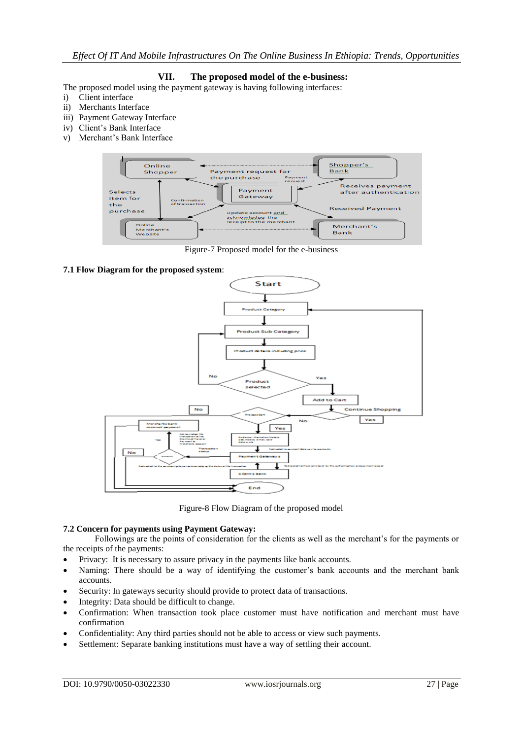## VII. The proposed model of the e-business:

The proposed model using the payment gateway is having following interfaces:

i) Client interface
ii) Merchants Interface
iii) Payment Gateway Interface
iv) Client's Bank Interface
v) Merchant's Bank Interface

Figure-7 Proposed model for the e-business

### 7.1 Flow Diagram for the proposed system:

Figure-8 Flow Diagram of the proposed model

### 7.2 Concern for payments using Payment Gateway:

Followings are the points of consideration for the clients as well as the merchant's for the payments or the receipts of the payments:

- Privacy: It is necessary to assure privacy in the payments like bank accounts.
- Naming: There should be a way of identifying the customer's bank accounts and the merchant bank accounts.
- Security: In gateways security should provide to protect data of transactions.
- Integrity: Data should be difficult to change.
- Confirmation: When transaction took place customer must have notification and merchant must have confirmation
- Confidentiality: Any third parties should not be able to access or view such payments.
- Settlement: Separate banking institutions must have a way of settling their account.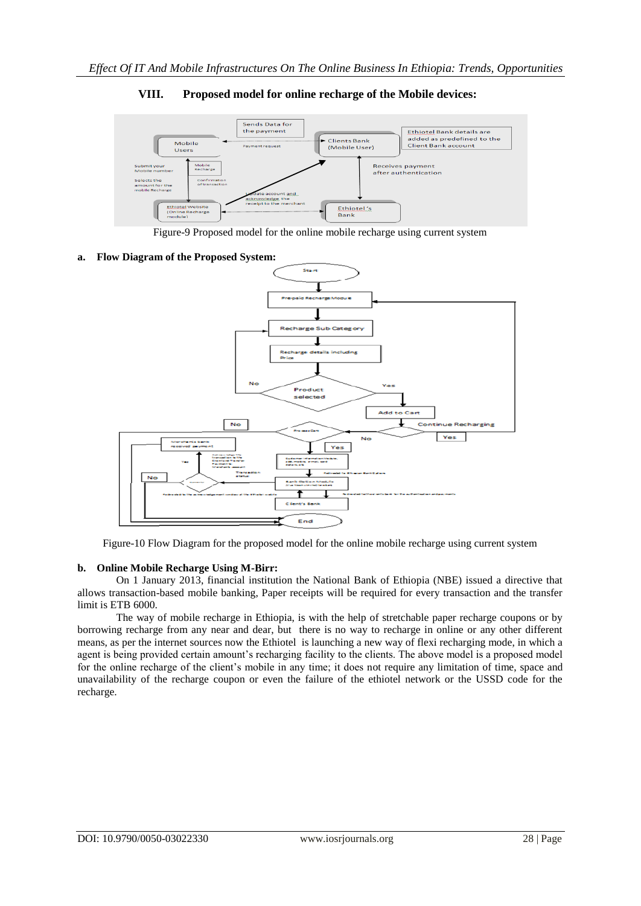## VIII. Proposed model for online recharge of the Mobile devices:

Figure-9 Proposed model for the online mobile recharge using current system

**a. Flow Diagram of the Proposed System:**

Figure-10 Flow Diagram for the proposed model for the online mobile recharge using current system

**b. Online Mobile Recharge Using M-Birr:**

On 1 January 2013, financial institution the National Bank of Ethiopia (NBE) issued a directive that allows transaction-based mobile banking, Paper receipts will be required for every transaction and the transfer limit is ETB 6000.

The way of mobile recharge in Ethiopia, is with the help of stretchable paper recharge coupons or by borrowing recharge from any near and dear, but there is no way to recharge in online or any other different means, as per the internet sources now the Ethiotel is launching a new way of flexi recharging mode, in which a agent is being provided certain amount's recharging facility to the clients. The above model is a proposed model for the online recharge of the client's mobile in any time; it does not require any limitation of time, space and unavailability of the recharge coupon or even the failure of the ethiotel network or the USSD code for the recharge.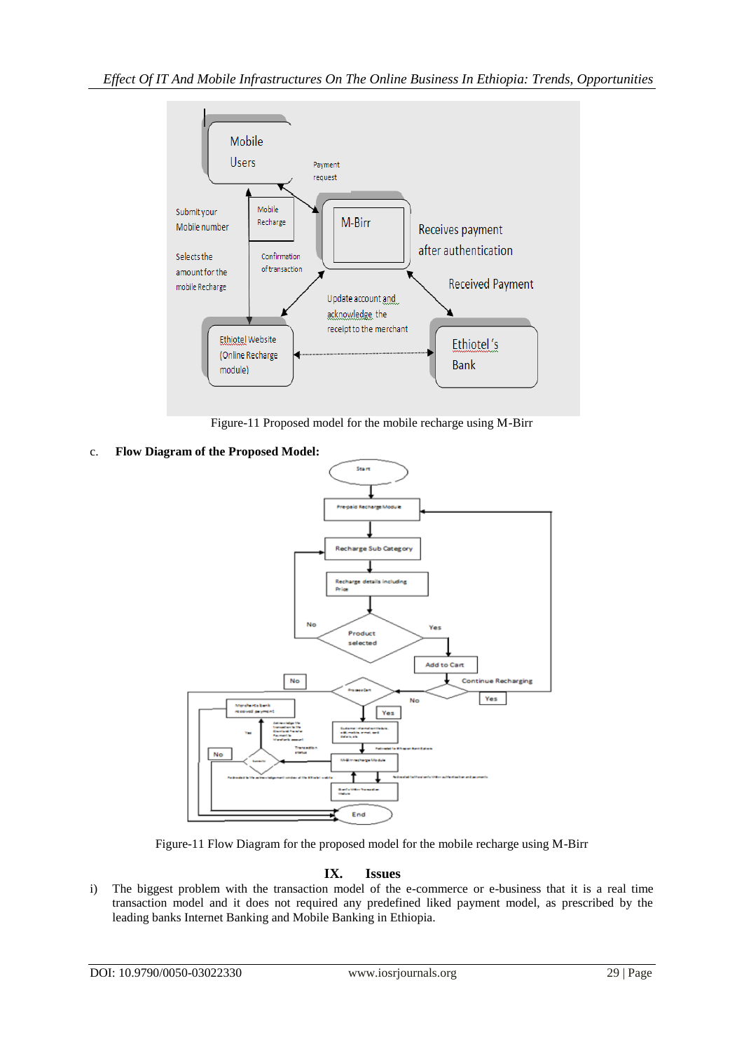Figure-11 Proposed model for the mobile recharge using M-Birr

c. **Flow Diagram of the Proposed Model:**

Figure-11 Flow Diagram for the proposed model for the mobile recharge using M-Birr

## IX. Issues

i) The biggest problem with the transaction model of the e-commerce or e-business that it is a real time transaction model and it does not required any predefined liked payment model, as prescribed by the leading banks Internet Banking and Mobile Banking in Ethiopia.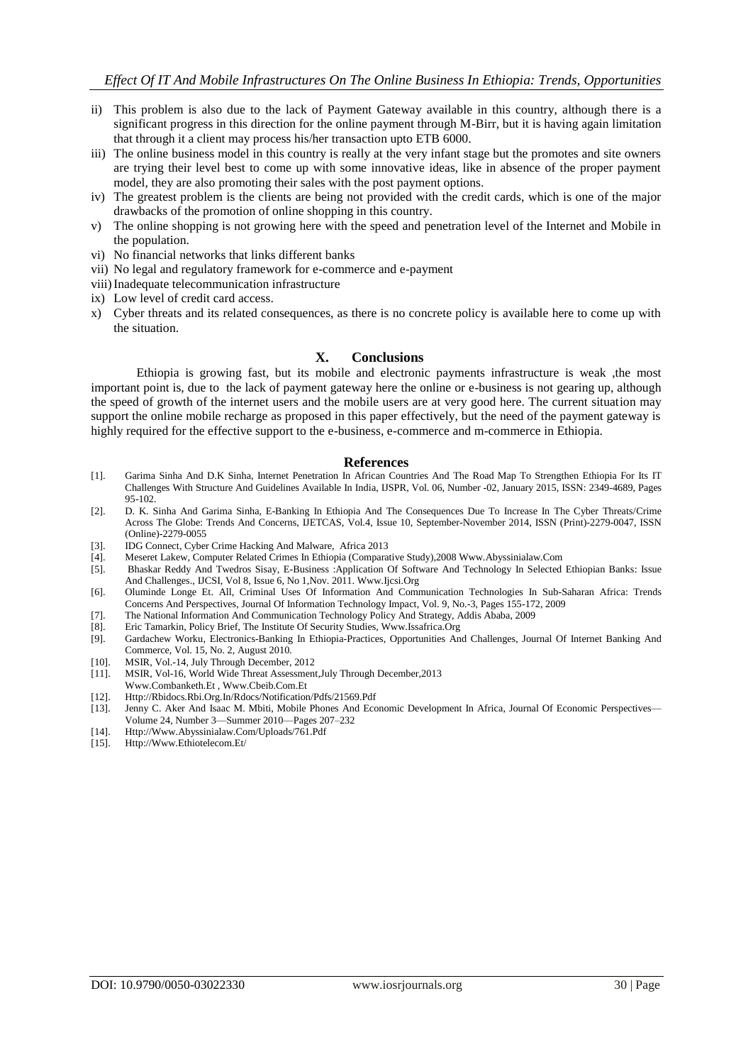ii) This problem is also due to the lack of Payment Gateway available in this country, although there is a significant progress in this direction for the online payment through M-Birr, but it is having again limitation that through it a client may process his/her transaction upto ETB 6000.
iii) The online business model in this country is really at the very infant stage but the promotes and site owners are trying their level best to come up with some innovative ideas, like in absence of the proper payment model, they are also promoting their sales with the post payment options.
iv) The greatest problem is the clients are being not provided with the credit cards, which is one of the major drawbacks of the promotion of online shopping in this country.
v) The online shopping is not growing here with the speed and penetration level of the Internet and Mobile in the population.
vi) No financial networks that links different banks
vii) No legal and regulatory framework for e-commerce and e-payment
viii) Inadequate telecommunication infrastructure
ix) Low level of credit card access.
x) Cyber threats and its related consequences, as there is no concrete policy is available here to come up with the situation.

## X. Conclusions

Ethiopia is growing fast, but its mobile and electronic payments infrastructure is weak ,the most important point is, due to the lack of payment gateway here the online or e-business is not gearing up, although the speed of growth of the internet users and the mobile users are at very good here. The current situation may support the online mobile recharge as proposed in this paper effectively, but the need of the payment gateway is highly required for the effective support to the e-business, e-commerce and m-commerce in Ethiopia.

## References

[1]. Garima Sinha And D.K Sinha, Internet Penetration In African Countries And The Road Map To Strengthen Ethiopia For Its IT Challenges With Structure And Guidelines Available In India, IJSPR, Vol. 06, Number -02, January 2015, ISSN: 2349-4689, Pages 95-102.
[2]. D. K. Sinha And Garima Sinha, E-Banking In Ethiopia And The Consequences Due To Increase In The Cyber Threats/Crime Across The Globe: Trends And Concerns, IJETCAS, Vol.4, Issue 10, September-November 2014, ISSN (Print)-2279-0047, ISSN (Online)-2279-0055
[3]. IDG Connect, Cyber Crime Hacking And Malware, Africa 2013
[4]. Meseret Lakew, Computer Related Crimes In Ethiopia (Comparative Study),2008 Www.Abyssinialaw.Com
[5]. Bhaskar Reddy And Twedros Sisay, E-Business :Application Of Software And Technology In Selected Ethiopian Banks: Issue And Challenges., IJCSI, Vol 8, Issue 6, No 1,Nov. 2011. Www.Ijcsi.Org
[6]. Oluminde Longe Et. All, Criminal Uses Of Information And Communication Technologies In Sub-Saharan Africa: Trends Concerns And Perspectives, Journal Of Information Technology Impact, Vol. 9, No.-3, Pages 155-172, 2009
[7]. The National Information And Communication Technology Policy And Strategy, Addis Ababa, 2009
[8]. Eric Tamarkin, Policy Brief, The Institute Of Security Studies, Www.Issafrica.Org
[9]. Gardachew Worku, Electronics-Banking In Ethiopia-Practices, Opportunities And Challenges, Journal Of Internet Banking And Commerce, Vol. 15, No. 2, August 2010.
[10]. MSIR, Vol.-14, July Through December, 2012
[11]. MSIR, Vol-16, World Wide Threat Assessment,July Through December,2013
Www.Combanketh.Et , Www.Cbeib.Com.Et
[12]. Http://Rbidocs.Rbi.Org.In/Rdocs/Notification/Pdfs/21569.Pdf
[13]. Jenny C. Aker And Isaac M. Mbiti, Mobile Phones And Economic Development In Africa, Journal Of Economic Perspectives—Volume 24, Number 3—Summer 2010—Pages 207–232
[14]. Http://Www.Abyssinialaw.Com/Uploads/761.Pdf
[15]. Http://Www.Ethiotelecom.Et/